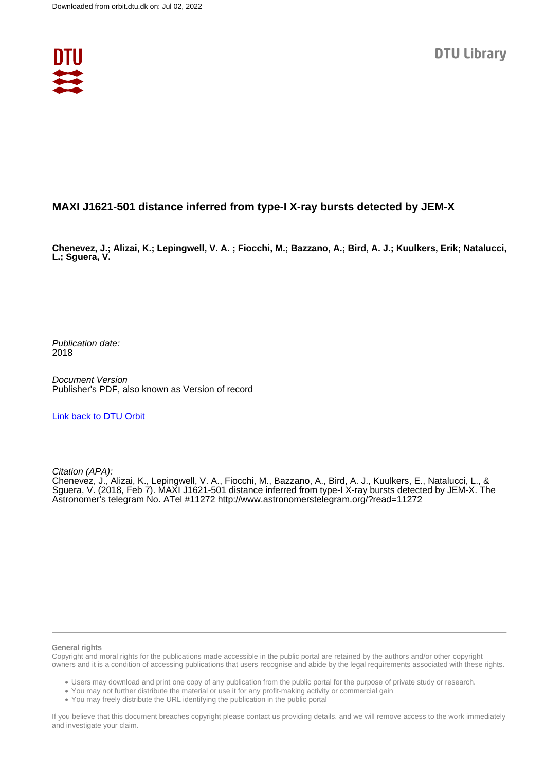Downloaded from orbit.dtu.dk on: Jul 02, 2022

DTU Library

# MAXI J1621-501 distance inferred from type-I X-ray bursts detected by JEM-X

**Chenevez, J.; Alizai, K.; Lepingwell, V. A. ; Fiocchi, M.; Bazzano, A.; Bird, A. J.; Kuulkers, Erik; Natalucci, L.; Sguera, V.**

*Publication date:*
2018

*Document Version*
Publisher's PDF, also known as Version of record

[Link back to DTU Orbit](#)

*Citation (APA):*
Chenevez, J., Alizai, K., Lepingwell, V. A., Fiocchi, M., Bazzano, A., Bird, A. J., Kuulkers, E., Natalucci, L., & Sguera, V. (2018, Feb 7). MAXI J1621-501 distance inferred from type-I X-ray bursts detected by JEM-X. The Astronomer's telegram No. ATel #11272 http://www.astronomerstelegram.org/?read=11272

**General rights**

Copyright and moral rights for the publications made accessible in the public portal are retained by the authors and/or other copyright owners and it is a condition of accessing publications that users recognise and abide by the legal requirements associated with these rights.

- Users may download and print one copy of any publication from the public portal for the purpose of private study or research.
- You may not further distribute the material or use it for any profit-making activity or commercial gain
- You may freely distribute the URL identifying the publication in the public portal

If you believe that this document breaches copyright please contact us providing details, and we will remove access to the work immediately and investigate your claim.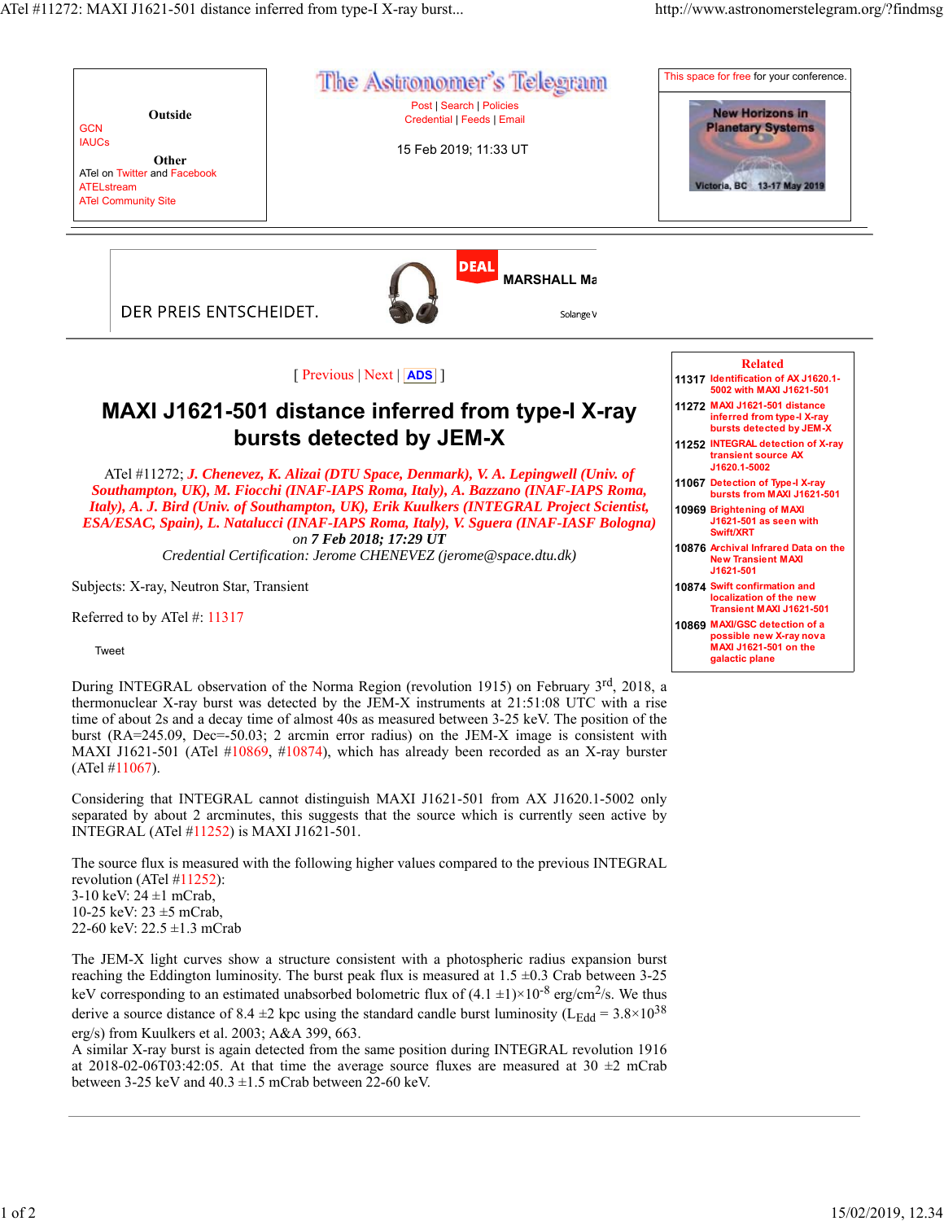[ Previous | Next | ADS ]

# MAXI J1621-501 distance inferred from type-I X-ray bursts detected by JEM-X

ATel #11272; *J. Chenevez, K. Alizai (DTU Space, Denmark), V. A. Lepingwell (Univ. of Southampton, UK), M. Fiocchi (INAF-IAPS Roma, Italy), A. Bazzano (INAF-IAPS Roma, Italy), A. J. Bird (Univ. of Southampton, UK), Erik Kuulkers (INTEGRAL Project Scientist, ESA/ESAC, Spain), L. Natalucci (INAF-IAPS Roma, Italy), V. Sguera (INAF-IASF Bologna)*
*on* ***7 Feb 2018; 17:29 UT***
*Credential Certification: Jerome CHENEVEZ (jerome@space.dtu.dk)*

Subjects: X-ray, Neutron Star, Transient

Referred to by ATel #: 11317

Tweet

During INTEGRAL observation of the Norma Region (revolution 1915) on February 3rd, 2018, a thermonuclear X-ray burst was detected by the JEM-X instruments at 21:51:08 UTC with a rise time of about 2s and a decay time of almost 40s as measured between 3-25 keV. The position of the burst (RA=245.09, Dec=-50.03; 2 arcmin error radius) on the JEM-X image is consistent with MAXI J1621-501 (ATel #10869, #10874), which has already been recorded as an X-ray burster (ATel #11067).

Considering that INTEGRAL cannot distinguish MAXI J1621-501 from AX J1620.1-5002 only separated by about 2 arcminutes, this suggests that the source which is currently seen active by INTEGRAL (ATel #11252) is MAXI J1621-501.

The source flux is measured with the following higher values compared to the previous INTEGRAL revolution (ATel #11252):
3-10 keV: 24 ±1 mCrab,
10-25 keV: 23 ±5 mCrab,
22-60 keV: 22.5 ±1.3 mCrab

The JEM-X light curves show a structure consistent with a photospheric radius expansion burst reaching the Eddington luminosity. The burst peak flux is measured at 1.5 ±0.3 Crab between 3-25 keV corresponding to an estimated unabsorbed bolometric flux of $(4.1 \pm 1)\times10^{-8}$ erg/cm$^2$/s. We thus derive a source distance of 8.4 ±2 kpc using the standard candle burst luminosity ($L_{Edd} = 3.8\times10^{38}$ erg/s) from Kuulkers et al. 2003; A&A 399, 663.
A similar X-ray burst is again detected from the same position during INTEGRAL revolution 1916 at 2018-02-06T03:42:05. At that time the average source fluxes are measured at 30 ±2 mCrab between 3-25 keV and 40.3 ±1.5 mCrab between 22-60 keV.

**Related**

- 11317 Identification of AX J1620.1-5002 with MAXI J1621-501
- 11272 MAXI J1621-501 distance inferred from type-I X-ray bursts detected by JEM-X
- 11252 INTEGRAL detection of X-ray transient source AX J1620.1-5002
- 11067 Detection of Type-I X-ray bursts from MAXI J1621-501
- 10969 Brightening of MAXI J1621-501 as seen with Swift/XRT
- 10876 Archival Infrared Data on the New Transient MAXI J1621-501
- 10874 Swift confirmation and localization of the new Transient MAXI J1621-501
- 10869 MAXI/GSC detection of a possible new X-ray nova MAXI J1621-501 on the galactic plane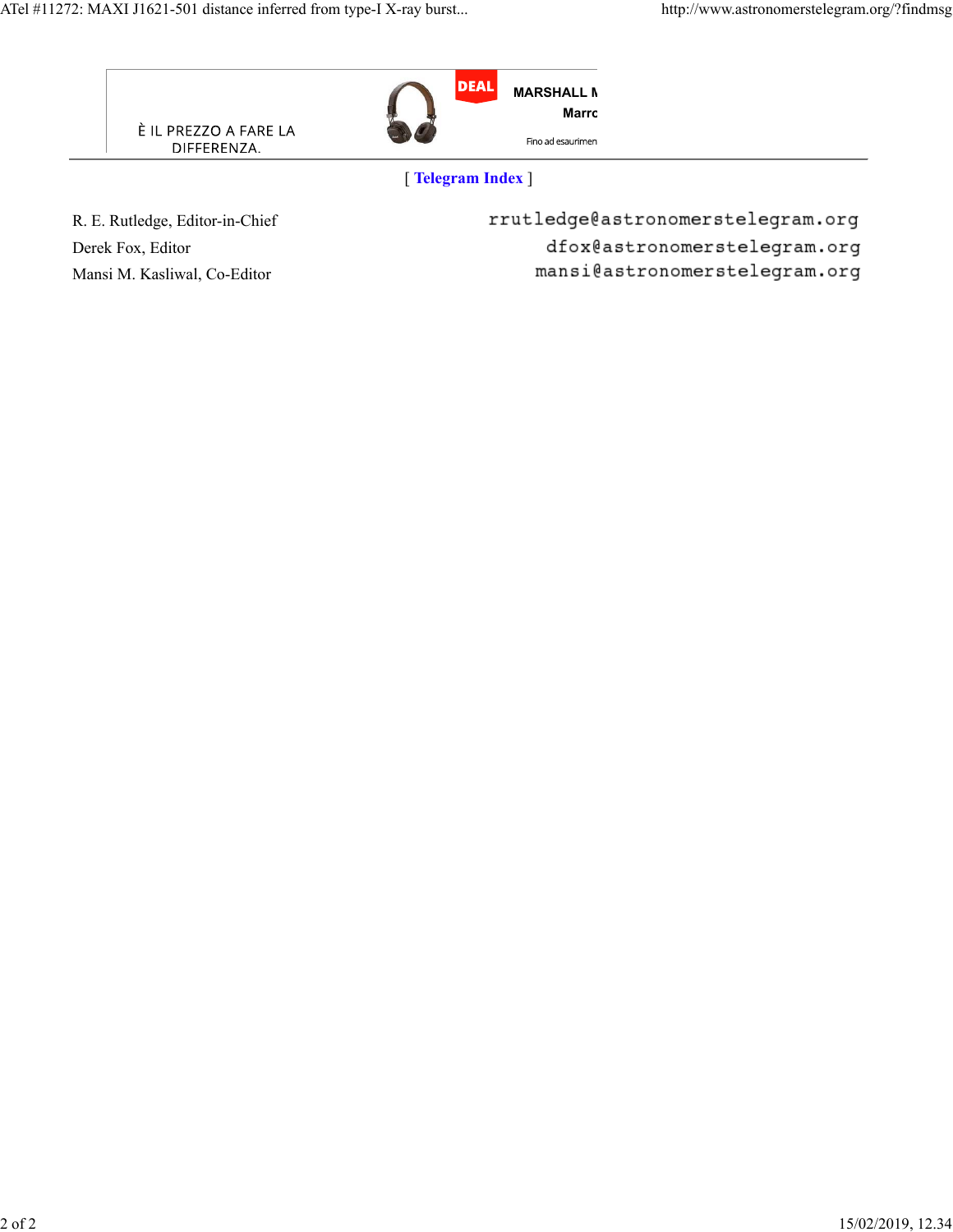È IL PREZZO A FARE LA DIFFERENZA.

DEAL

MARSHALL M

Marro

Fino ad esaurimen

[ Telegram Index ]

| | |
|---|---|
| R. E. Rutledge, Editor-in-Chief | rrutledge@astronomerstelegram.org |
| Derek Fox, Editor | dfox@astronomerstelegram.org |
| Mansi M. Kasliwal, Co-Editor | mansi@astronomerstelegram.org |